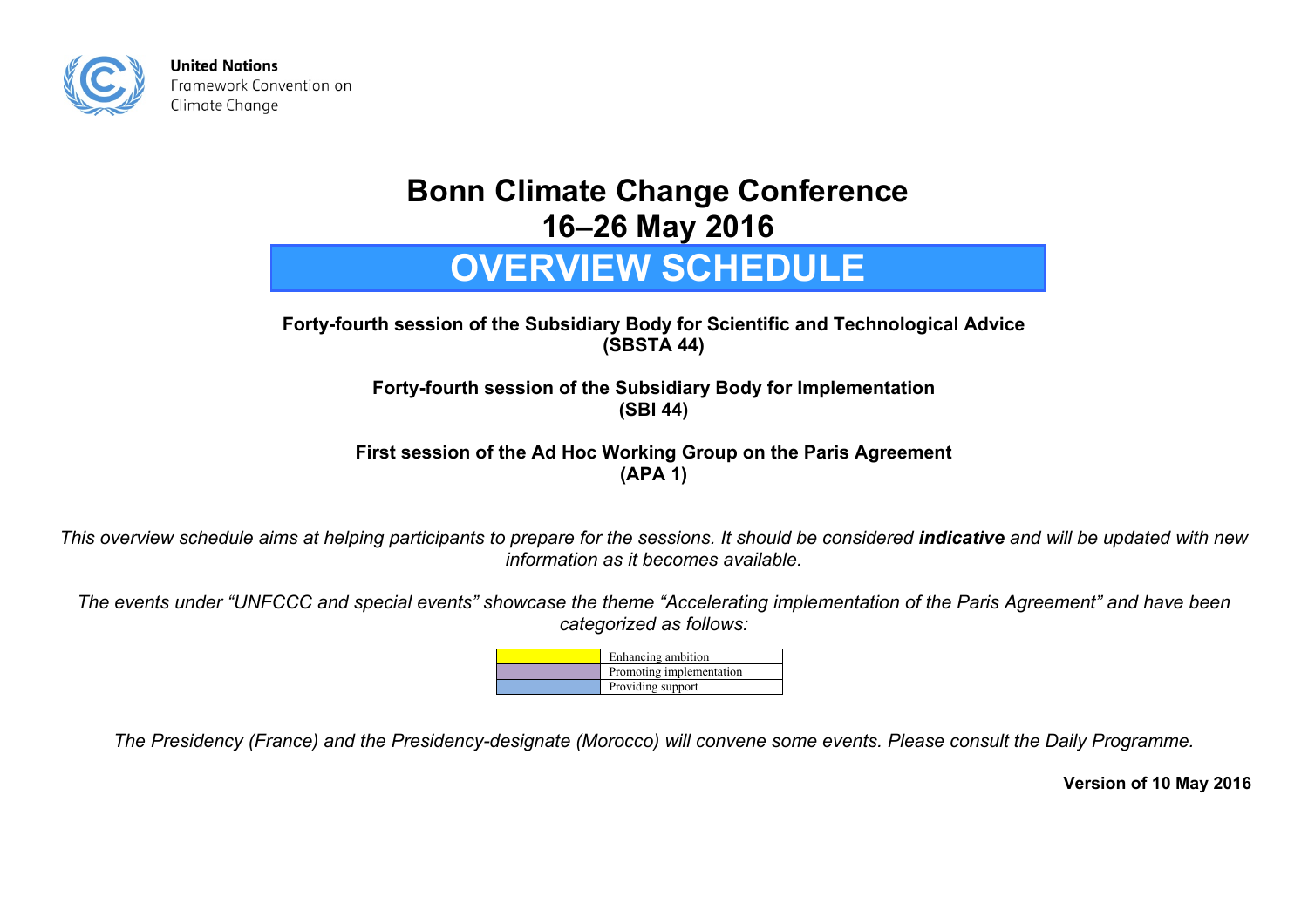United Nations
Framework Convention on
Climate Change

# Bonn Climate Change Conference
# 16–26 May 2016

# OVERVIEW SCHEDULE

**Forty-fourth session of the Subsidiary Body for Scientific and Technological Advice**
**(SBSTA 44)**

**Forty-fourth session of the Subsidiary Body for Implementation**
**(SBI 44)**

**First session of the Ad Hoc Working Group on the Paris Agreement**
**(APA 1)**

*This overview schedule aims at helping participants to prepare for the sessions. It should be considered* ***indicative*** *and will be updated with new information as it becomes available.*

*The events under "UNFCCC and special events" showcase the theme "Accelerating implementation of the Paris Agreement" and have been categorized as follows:*

| Colour | Category |
| --- | --- |
| Yellow | Enhancing ambition |
| Purple | Promoting implementation |
| Blue | Providing support |

*The Presidency (France) and the Presidency-designate (Morocco) will convene some events. Please consult the Daily Programme.*

**Version of 10 May 2016**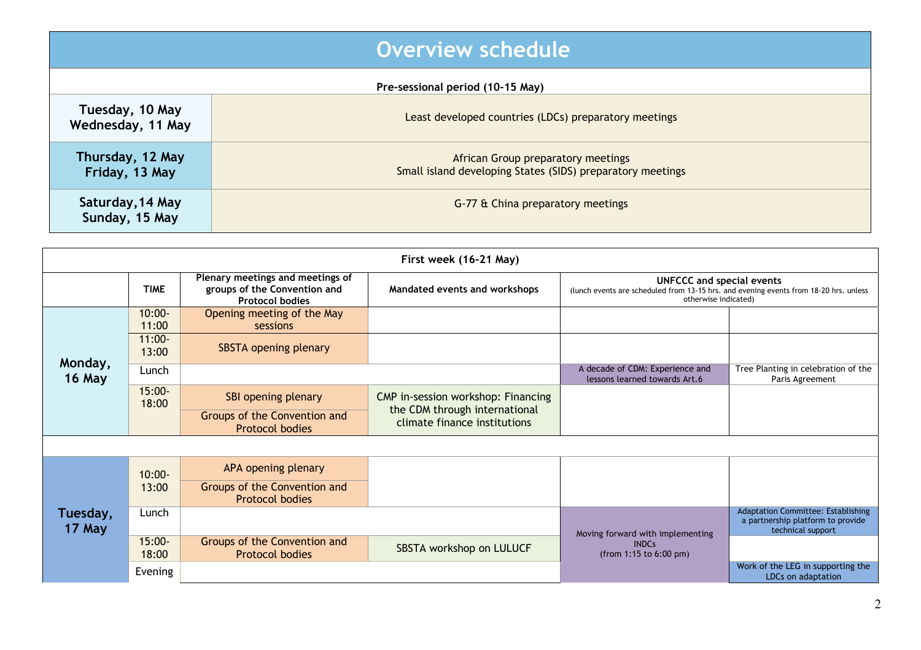# Overview schedule

**Pre-sessional period (10-15 May)**

| | |
|---|---|
| Tuesday, 10 May<br>Wednesday, 11 May | Least developed countries (LDCs) preparatory meetings |
| Thursday, 12 May<br>Friday, 13 May | African Group preparatory meetings<br>Small island developing States (SIDS) preparatory meetings |
| Saturday, 14 May<br>Sunday, 15 May | G-77 & China preparatory meetings |

**First week (16-21 May)**

| | TIME | Plenary meetings and meetings of groups of the Convention and Protocol bodies | Mandated events and workshops | UNFCCC and special events (lunch events are scheduled from 13-15 hrs. and evening events from 18-20 hrs. unless otherwise indicated) | |
|---|---|---|---|---|---|
| **Monday, 16 May** | 10:00-11:00 | Opening meeting of the May sessions | | | |
| | 11:00-13:00 | SBSTA opening plenary | | | |
| | Lunch | | | A decade of CDM: Experience and lessons learned towards Art.6 | Tree Planting in celebration of the Paris Agreement |
| | 15:00-18:00 | SBI opening plenary<br>Groups of the Convention and Protocol bodies | CMP in-session workshop: Financing the CDM through international climate finance institutions | | |
| **Tuesday, 17 May** | 10:00-13:00 | APA opening plenary<br>Groups of the Convention and Protocol bodies | | | |
| | Lunch | | | Moving forward with implementing INDCs (from 1:15 to 6:00 pm) | Adaptation Committee: Establishing a partnership platform to provide technical support |
| | 15:00-18:00 | Groups of the Convention and Protocol bodies | SBSTA workshop on LULUCF | | |
| | Evening | | | | Work of the LEG in supporting the LDCs on adaptation |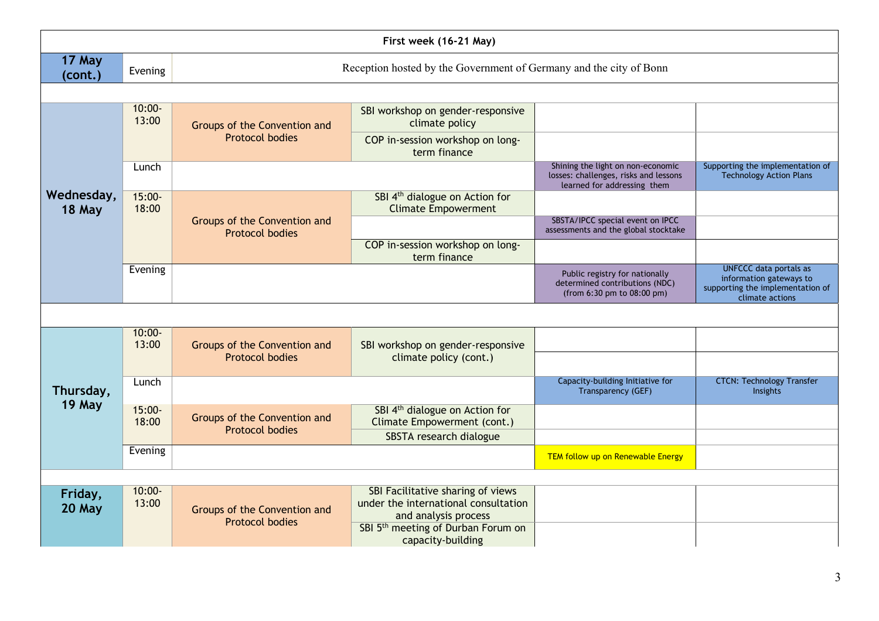| First week (16-21 May) | | | | | |
|---|---|---|---|---|---|
| **17 May (cont.)** | Evening | Reception hosted by the Government of Germany and the city of Bonn | | | |
| | | | | | |
| **Wednesday, 18 May** | 10:00-13:00 | Groups of the Convention and Protocol bodies | SBI workshop on gender-responsive climate policy | | |
| | | | COP in-session workshop on long-term finance | | |
| | Lunch | | | Shining the light on non-economic losses: challenges, risks and lessons learned for addressing them | Supporting the implementation of Technology Action Plans |
| | 15:00-18:00 | Groups of the Convention and Protocol bodies | SBI 4th dialogue on Action for Climate Empowerment | | |
| | | | | SBSTA/IPCC special event on IPCC assessments and the global stocktake | |
| | | | COP in-session workshop on long-term finance | | |
| | Evening | | | Public registry for nationally determined contributions (NDC) (from 6:30 pm to 08:00 pm) | UNFCCC data portals as information gateways to supporting the implementation of climate actions |
| | | | | | |
| **Thursday, 19 May** | 10:00-13:00 | Groups of the Convention and Protocol bodies | SBI workshop on gender-responsive climate policy (cont.) | | |
| | Lunch | | | Capacity-building Initiative for Transparency (GEF) | CTCN: Technology Transfer Insights |
| | 15:00-18:00 | Groups of the Convention and Protocol bodies | SBI 4th dialogue on Action for Climate Empowerment (cont.) | | |
| | | | SBSTA research dialogue | | |
| | Evening | | | TEM follow up on Renewable Energy | |
| | | | | | |
| **Friday, 20 May** | 10:00-13:00 | Groups of the Convention and Protocol bodies | SBI Facilitative sharing of views under the international consultation and analysis process | | |
| | | | SBI 5th meeting of Durban Forum on capacity-building | | |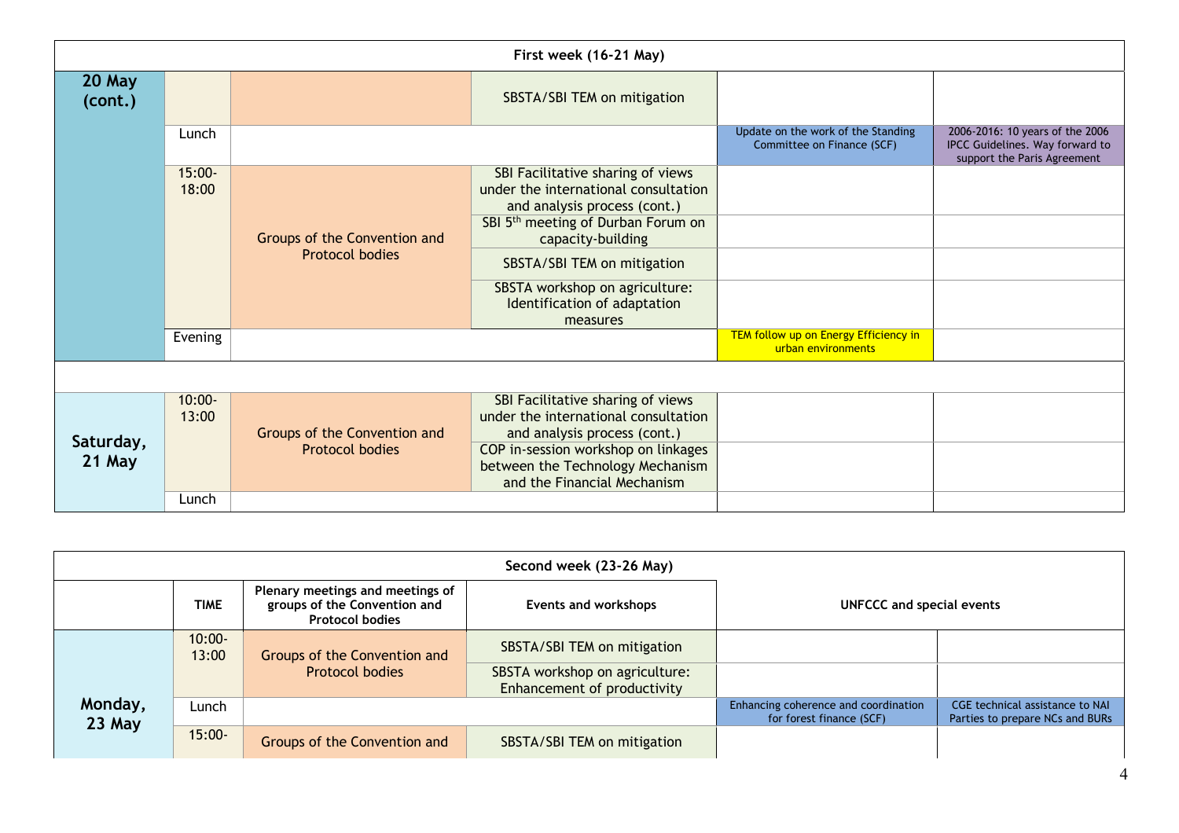**First week (16-21 May)**

| | | | | | |
|---|---|---|---|---|---|
| **20 May (cont.)** | | | SBSTA/SBI TEM on mitigation | | |
| | Lunch | | | Update on the work of the Standing Committee on Finance (SCF) | 2006-2016: 10 years of the 2006 IPCC Guidelines. Way forward to support the Paris Agreement |
| | 15:00-18:00 | Groups of the Convention and Protocol bodies | SBI Facilitative sharing of views under the international consultation and analysis process (cont.) | | |
| | | | SBI 5th meeting of Durban Forum on capacity-building | | |
| | | | SBSTA/SBI TEM on mitigation | | |
| | | | SBSTA workshop on agriculture: Identification of adaptation measures | | |
| | Evening | | | TEM follow up on Energy Efficiency in urban environments | |
| | | | | | |
| **Saturday, 21 May** | 10:00-13:00 | Groups of the Convention and Protocol bodies | SBI Facilitative sharing of views under the international consultation and analysis process (cont.) | | |
| | | | COP in-session workshop on linkages between the Technology Mechanism and the Financial Mechanism | | |
| | Lunch | | | | |

**Second week (23-26 May)**

| | **TIME** | **Plenary meetings and meetings of groups of the Convention and Protocol bodies** | **Events and workshops** | **UNFCCC and special events** | |
|---|---|---|---|---|---|
| **Monday, 23 May** | 10:00-13:00 | Groups of the Convention and Protocol bodies | SBSTA/SBI TEM on mitigation | | |
| | | | SBSTA workshop on agriculture: Enhancement of productivity | | |
| | Lunch | | | Enhancing coherence and coordination for forest finance (SCF) | CGE technical assistance to NAI Parties to prepare NCs and BURs |
| | 15:00- | Groups of the Convention and | SBSTA/SBI TEM on mitigation | | |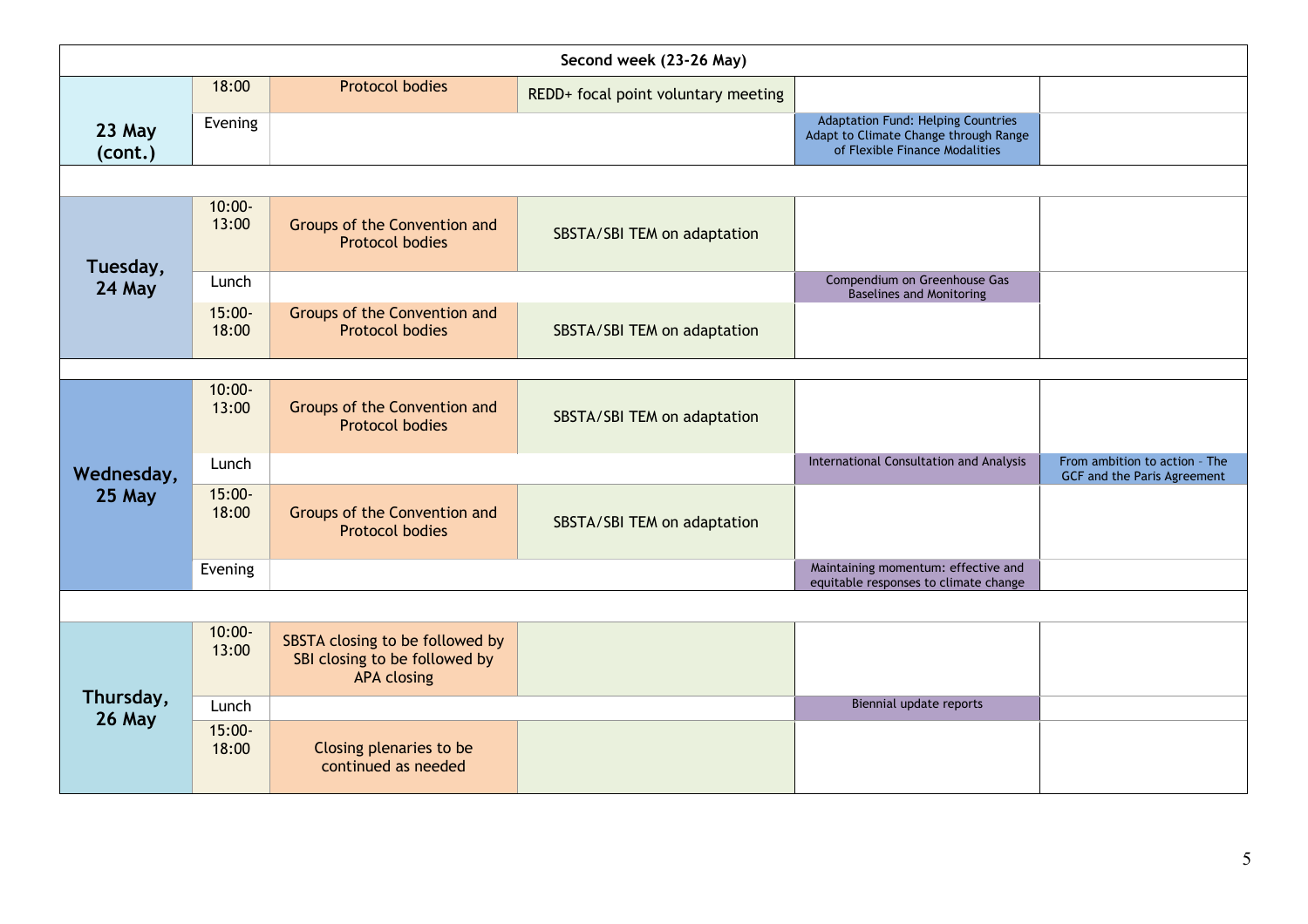| Second week (23-26 May) | | | | | |
|---|---|---|---|---|---|
| 23 May (cont.) | 18:00 | Protocol bodies | REDD+ focal point voluntary meeting | | |
| | Evening | | | Adaptation Fund: Helping Countries Adapt to Climate Change through Range of Flexible Finance Modalities | |
| | | | | | |
| Tuesday, 24 May | 10:00-13:00 | Groups of the Convention and Protocol bodies | SBSTA/SBI TEM on adaptation | | |
| | Lunch | | | Compendium on Greenhouse Gas Baselines and Monitoring | |
| | 15:00-18:00 | Groups of the Convention and Protocol bodies | SBSTA/SBI TEM on adaptation | | |
| | | | | | |
| Wednesday, 25 May | 10:00-13:00 | Groups of the Convention and Protocol bodies | SBSTA/SBI TEM on adaptation | | |
| | Lunch | | | International Consultation and Analysis | From ambition to action - The GCF and the Paris Agreement |
| | 15:00-18:00 | Groups of the Convention and Protocol bodies | SBSTA/SBI TEM on adaptation | | |
| | Evening | | | Maintaining momentum: effective and equitable responses to climate change | |
| | | | | | |
| Thursday, 26 May | 10:00-13:00 | SBSTA closing to be followed by SBI closing to be followed by APA closing | | | |
| | Lunch | | | Biennial update reports | |
| | 15:00-18:00 | Closing plenaries to be continued as needed | | | |